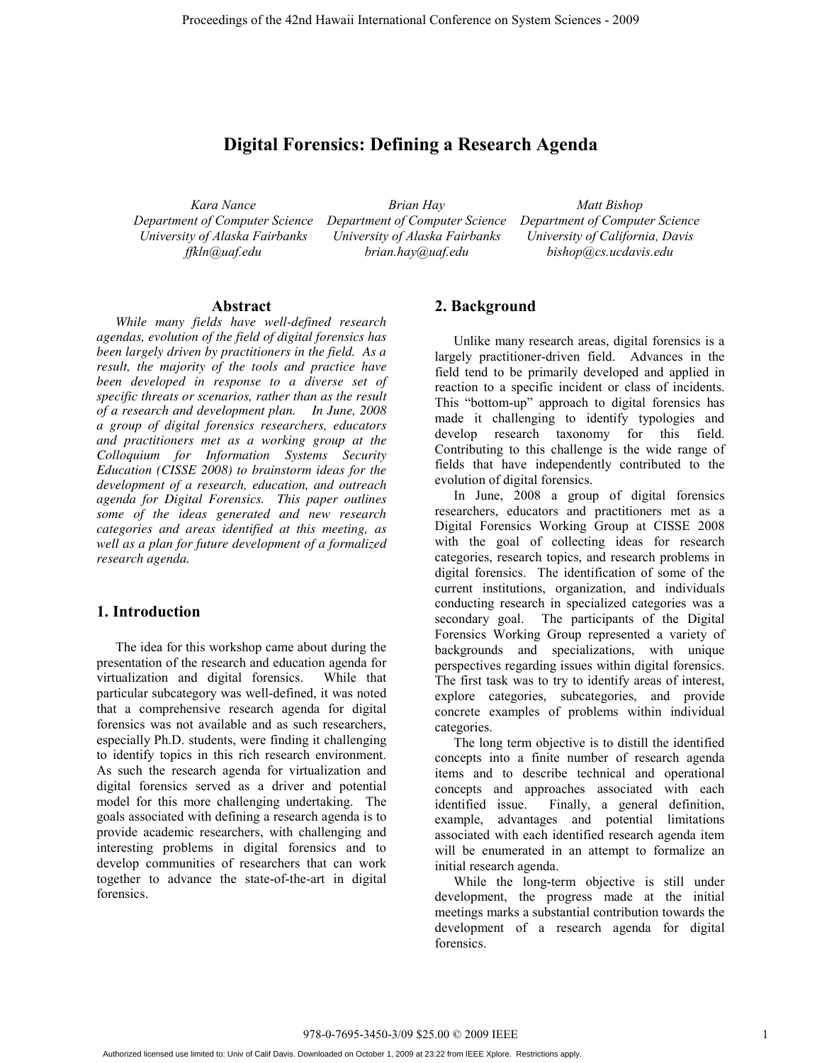# Digital Forensics: Defining a Research Agenda

*Kara Nance*
*Department of Computer Science*
*University of Alaska Fairbanks*
*ffkln@uaf.edu*

*Brian Hay*
*Department of Computer Science*
*University of Alaska Fairbanks*
*brian.hay@uaf.edu*

*Matt Bishop*
*Department of Computer Science*
*University of California, Davis*
*bishop@cs.ucdavis.edu*

## Abstract

*While many fields have well-defined research agendas, evolution of the field of digital forensics has been largely driven by practitioners in the field. As a result, the majority of the tools and practice have been developed in response to a diverse set of specific threats or scenarios, rather than as the result of a research and development plan. In June, 2008 a group of digital forensics researchers, educators and practitioners met as a working group at the Colloquium for Information Systems Security Education (CISSE 2008) to brainstorm ideas for the development of a research, education, and outreach agenda for Digital Forensics. This paper outlines some of the ideas generated and new research categories and areas identified at this meeting, as well as a plan for future development of a formalized research agenda.*

## 1. Introduction

The idea for this workshop came about during the presentation of the research and education agenda for virtualization and digital forensics. While that particular subcategory was well-defined, it was noted that a comprehensive research agenda for digital forensics was not available and as such researchers, especially Ph.D. students, were finding it challenging to identify topics in this rich research environment. As such the research agenda for virtualization and digital forensics served as a driver and potential model for this more challenging undertaking. The goals associated with defining a research agenda is to provide academic researchers, with challenging and interesting problems in digital forensics and to develop communities of researchers that can work together to advance the state-of-the-art in digital forensics.

## 2. Background

Unlike many research areas, digital forensics is a largely practitioner-driven field. Advances in the field tend to be primarily developed and applied in reaction to a specific incident or class of incidents. This "bottom-up" approach to digital forensics has made it challenging to identify typologies and develop research taxonomy for this field. Contributing to this challenge is the wide range of fields that have independently contributed to the evolution of digital forensics.

In June, 2008 a group of digital forensics researchers, educators and practitioners met as a Digital Forensics Working Group at CISSE 2008 with the goal of collecting ideas for research categories, research topics, and research problems in digital forensics. The identification of some of the current institutions, organization, and individuals conducting research in specialized categories was a secondary goal. The participants of the Digital Forensics Working Group represented a variety of backgrounds and specializations, with unique perspectives regarding issues within digital forensics. The first task was to try to identify areas of interest, explore categories, subcategories, and provide concrete examples of problems within individual categories.

The long term objective is to distill the identified concepts into a finite number of research agenda items and to describe technical and operational concepts and approaches associated with each identified issue. Finally, a general definition, example, advantages and potential limitations associated with each identified research agenda item will be enumerated in an attempt to formalize an initial research agenda.

While the long-term objective is still under development, the progress made at the initial meetings marks a substantial contribution towards the development of a research agenda for digital forensics.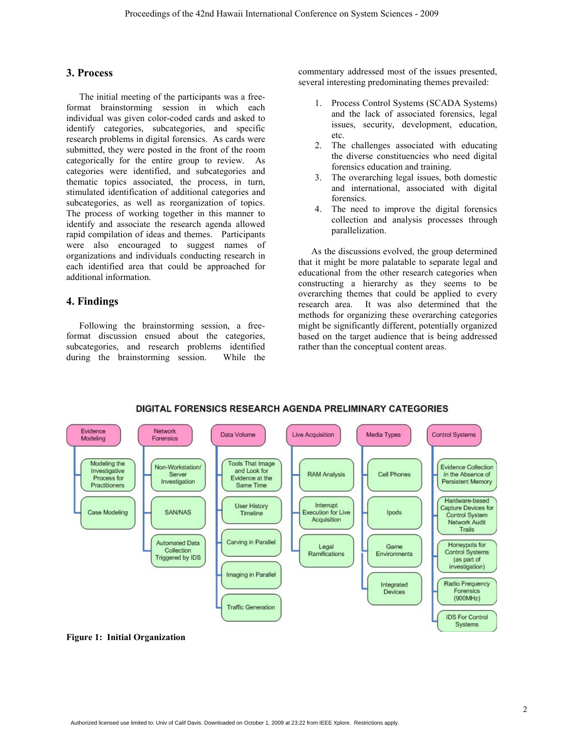## 3. Process

The initial meeting of the participants was a free-format brainstorming session in which each individual was given color-coded cards and asked to identify categories, subcategories, and specific research problems in digital forensics. As cards were submitted, they were posted in the front of the room categorically for the entire group to review. As categories were identified, and subcategories and thematic topics associated, the process, in turn, stimulated identification of additional categories and subcategories, as well as reorganization of topics. The process of working together in this manner to identify and associate the research agenda allowed rapid compilation of ideas and themes. Participants were also encouraged to suggest names of organizations and individuals conducting research in each identified area that could be approached for additional information.

## 4. Findings

Following the brainstorming session, a free-format discussion ensued about the categories, subcategories, and research problems identified during the brainstorming session. While the commentary addressed most of the issues presented, several interesting predominating themes prevailed:

1. Process Control Systems (SCADA Systems) and the lack of associated forensics, legal issues, security, development, education, etc.
2. The challenges associated with educating the diverse constituencies who need digital forensics education and training.
3. The overarching legal issues, both domestic and international, associated with digital forensics.
4. The need to improve the digital forensics collection and analysis processes through parallelization.

As the discussions evolved, the group determined that it might be more palatable to separate legal and educational from the other research categories when constructing a hierarchy as they seems to be overarching themes that could be applied to every research area. It was also determined that the methods for organizing these overarching categories might be significantly different, potentially organized based on the target audience that is being addressed rather than the conceptual content areas.

**DIGITAL FORENSICS RESEARCH AGENDA PRELIMINARY CATEGORIES**

- Evidence Modeling
  - Modeling the Investigative Process for Practitioners
  - Case Modeling
- Network Forensics
  - Non-Workstation/ Server Investigation
  - SAN/NAS
  - Automated Data Collection Triggered by IDS
- Data Volume
  - Tools That Image and Look for Evidence at the Same Time
  - User History Timeline
  - Carving in Parallel
  - Imaging in Parallel
  - Traffic Generation
- Live Acquisition
  - RAM Analysis
  - Interrupt Execution for Live Acquisition
  - Legal Ramifications
- Media Types
  - Cell Phones
  - Ipods
  - Game Environments
  - Integrated Devices
- Control Systems
  - Evidence Collection in the Absence of Persistent Memory
  - Hardware-based Capture Devices for Control System Network Audit Trails
  - Honeypots for Control Systems (as part of investigation)
  - Radio Frequency Forensics (900MHz)
  - IDS For Control Systems

**Figure 1: Initial Organization**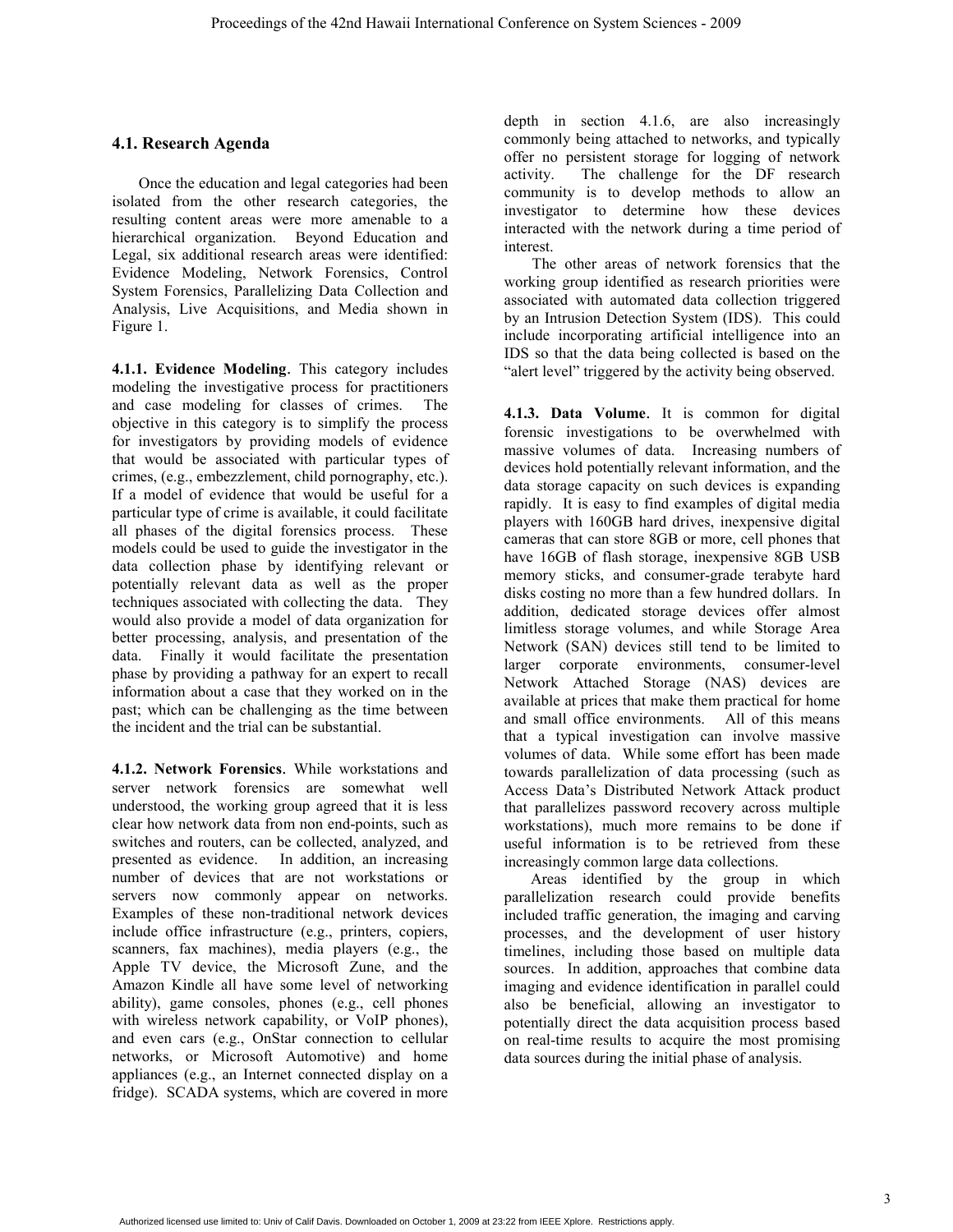## 4.1. Research Agenda

Once the education and legal categories had been isolated from the other research categories, the resulting content areas were more amenable to a hierarchical organization. Beyond Education and Legal, six additional research areas were identified: Evidence Modeling, Network Forensics, Control System Forensics, Parallelizing Data Collection and Analysis, Live Acquisitions, and Media shown in Figure 1.

**4.1.1. Evidence Modeling**. This category includes modeling the investigative process for practitioners and case modeling for classes of crimes. The objective in this category is to simplify the process for investigators by providing models of evidence that would be associated with particular types of crimes, (e.g., embezzlement, child pornography, etc.). If a model of evidence that would be useful for a particular type of crime is available, it could facilitate all phases of the digital forensics process. These models could be used to guide the investigator in the data collection phase by identifying relevant or potentially relevant data as well as the proper techniques associated with collecting the data. They would also provide a model of data organization for better processing, analysis, and presentation of the data. Finally it would facilitate the presentation phase by providing a pathway for an expert to recall information about a case that they worked on in the past; which can be challenging as the time between the incident and the trial can be substantial.

**4.1.2. Network Forensics**. While workstations and server network forensics are somewhat well understood, the working group agreed that it is less clear how network data from non end-points, such as switches and routers, can be collected, analyzed, and presented as evidence. In addition, an increasing number of devices that are not workstations or servers now commonly appear on networks. Examples of these non-traditional network devices include office infrastructure (e.g., printers, copiers, scanners, fax machines), media players (e.g., the Apple TV device, the Microsoft Zune, and the Amazon Kindle all have some level of networking ability), game consoles, phones (e.g., cell phones with wireless network capability, or VoIP phones), and even cars (e.g., OnStar connection to cellular networks, or Microsoft Automotive) and home appliances (e.g., an Internet connected display on a fridge). SCADA systems, which are covered in more depth in section 4.1.6, are also increasingly commonly being attached to networks, and typically offer no persistent storage for logging of network activity. The challenge for the DF research community is to develop methods to allow an investigator to determine how these devices interacted with the network during a time period of interest.

The other areas of network forensics that the working group identified as research priorities were associated with automated data collection triggered by an Intrusion Detection System (IDS). This could include incorporating artificial intelligence into an IDS so that the data being collected is based on the "alert level" triggered by the activity being observed.

**4.1.3. Data Volume**. It is common for digital forensic investigations to be overwhelmed with massive volumes of data. Increasing numbers of devices hold potentially relevant information, and the data storage capacity on such devices is expanding rapidly. It is easy to find examples of digital media players with 160GB hard drives, inexpensive digital cameras that can store 8GB or more, cell phones that have 16GB of flash storage, inexpensive 8GB USB memory sticks, and consumer-grade terabyte hard disks costing no more than a few hundred dollars. In addition, dedicated storage devices offer almost limitless storage volumes, and while Storage Area Network (SAN) devices still tend to be limited to larger corporate environments, consumer-level Network Attached Storage (NAS) devices are available at prices that make them practical for home and small office environments. All of this means that a typical investigation can involve massive volumes of data. While some effort has been made towards parallelization of data processing (such as Access Data's Distributed Network Attack product that parallelizes password recovery across multiple workstations), much more remains to be done if useful information is to be retrieved from these increasingly common large data collections.

Areas identified by the group in which parallelization research could provide benefits included traffic generation, the imaging and carving processes, and the development of user history timelines, including those based on multiple data sources. In addition, approaches that combine data imaging and evidence identification in parallel could also be beneficial, allowing an investigator to potentially direct the data acquisition process based on real-time results to acquire the most promising data sources during the initial phase of analysis.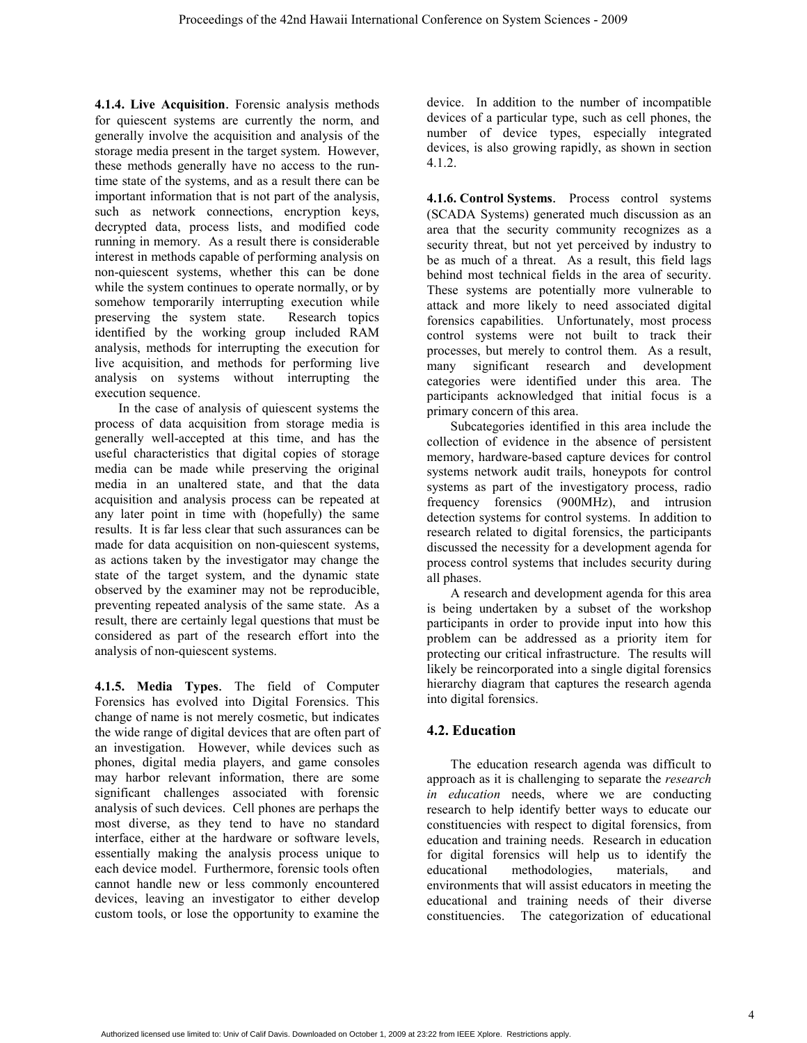**4.1.4. Live Acquisition.** Forensic analysis methods for quiescent systems are currently the norm, and generally involve the acquisition and analysis of the storage media present in the target system. However, these methods generally have no access to the run-time state of the systems, and as a result there can be important information that is not part of the analysis, such as network connections, encryption keys, decrypted data, process lists, and modified code running in memory. As a result there is considerable interest in methods capable of performing analysis on non-quiescent systems, whether this can be done while the system continues to operate normally, or by somehow temporarily interrupting execution while preserving the system state. Research topics identified by the working group included RAM analysis, methods for interrupting the execution for live acquisition, and methods for performing live analysis on systems without interrupting the execution sequence.

In the case of analysis of quiescent systems the process of data acquisition from storage media is generally well-accepted at this time, and has the useful characteristics that digital copies of storage media can be made while preserving the original media in an unaltered state, and that the data acquisition and analysis process can be repeated at any later point in time with (hopefully) the same results. It is far less clear that such assurances can be made for data acquisition on non-quiescent systems, as actions taken by the investigator may change the state of the target system, and the dynamic state observed by the examiner may not be reproducible, preventing repeated analysis of the same state. As a result, there are certainly legal questions that must be considered as part of the research effort into the analysis of non-quiescent systems.

**4.1.5. Media Types**. The field of Computer Forensics has evolved into Digital Forensics. This change of name is not merely cosmetic, but indicates the wide range of digital devices that are often part of an investigation. However, while devices such as phones, digital media players, and game consoles may harbor relevant information, there are some significant challenges associated with forensic analysis of such devices. Cell phones are perhaps the most diverse, as they tend to have no standard interface, either at the hardware or software levels, essentially making the analysis process unique to each device model. Furthermore, forensic tools often cannot handle new or less commonly encountered devices, leaving an investigator to either develop custom tools, or lose the opportunity to examine the device. In addition to the number of incompatible devices of a particular type, such as cell phones, the number of device types, especially integrated devices, is also growing rapidly, as shown in section 4.1.2.

**4.1.6. Control Systems**. Process control systems (SCADA Systems) generated much discussion as an area that the security community recognizes as a security threat, but not yet perceived by industry to be as much of a threat. As a result, this field lags behind most technical fields in the area of security. These systems are potentially more vulnerable to attack and more likely to need associated digital forensics capabilities. Unfortunately, most process control systems were not built to track their processes, but merely to control them. As a result, many significant research and development categories were identified under this area. The participants acknowledged that initial focus is a primary concern of this area.

Subcategories identified in this area include the collection of evidence in the absence of persistent memory, hardware-based capture devices for control systems network audit trails, honeypots for control systems as part of the investigatory process, radio frequency forensics (900MHz), and intrusion detection systems for control systems. In addition to research related to digital forensics, the participants discussed the necessity for a development agenda for process control systems that includes security during all phases.

A research and development agenda for this area is being undertaken by a subset of the workshop participants in order to provide input into how this problem can be addressed as a priority item for protecting our critical infrastructure. The results will likely be reincorporated into a single digital forensics hierarchy diagram that captures the research agenda into digital forensics.

## 4.2. Education

The education research agenda was difficult to approach as it is challenging to separate the *research in education* needs, where we are conducting research to help identify better ways to educate our constituencies with respect to digital forensics, from education and training needs. Research in education for digital forensics will help us to identify the educational methodologies, materials, and environments that will assist educators in meeting the educational and training needs of their diverse constituencies. The categorization of educational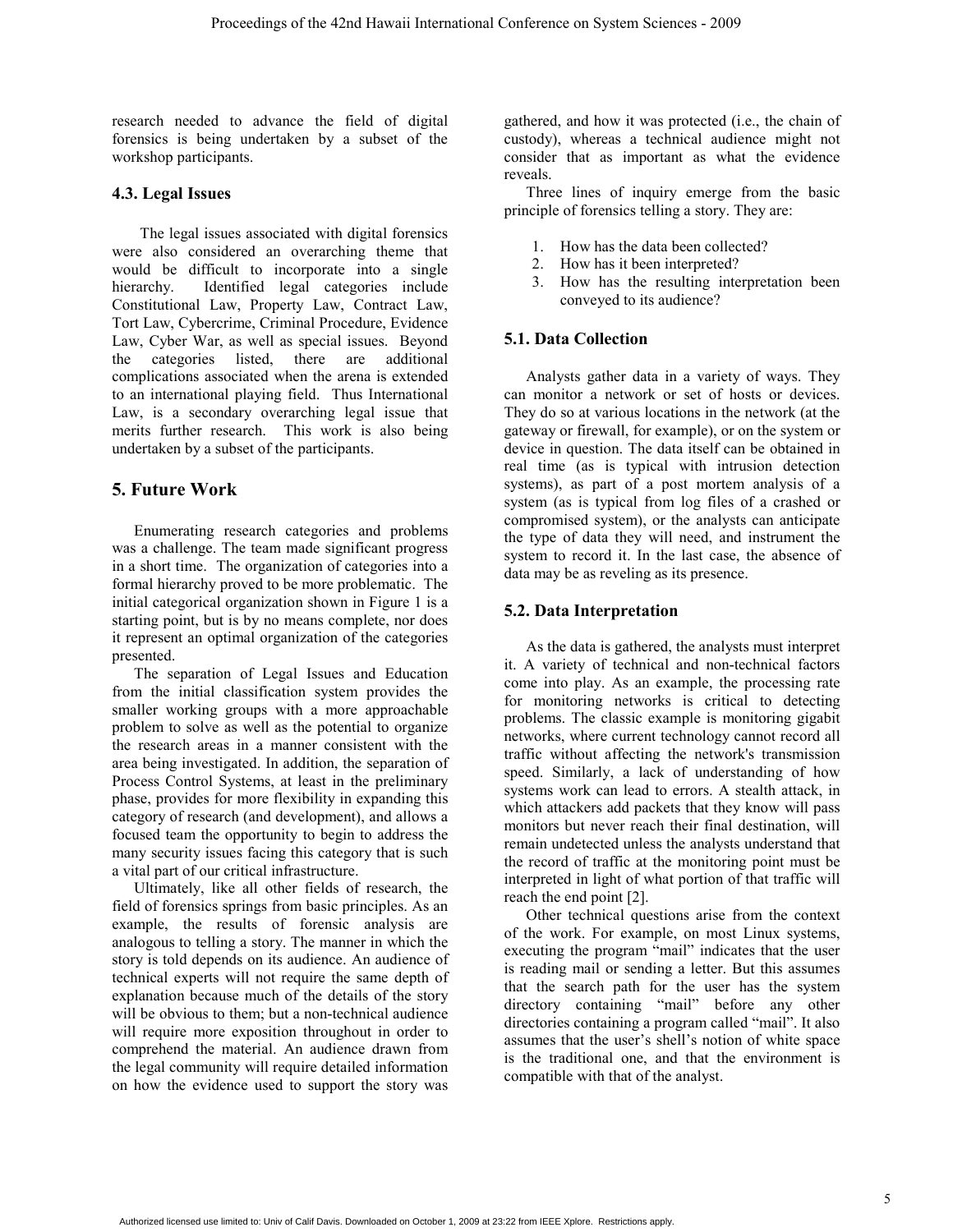research needed to advance the field of digital forensics is being undertaken by a subset of the workshop participants.

### 4.3. Legal Issues

The legal issues associated with digital forensics were also considered an overarching theme that would be difficult to incorporate into a single hierarchy. Identified legal categories include Constitutional Law, Property Law, Contract Law, Tort Law, Cybercrime, Criminal Procedure, Evidence Law, Cyber War, as well as special issues. Beyond the categories listed, there are additional complications associated when the arena is extended to an international playing field. Thus International Law, is a secondary overarching legal issue that merits further research. This work is also being undertaken by a subset of the participants.

## 5. Future Work

Enumerating research categories and problems was a challenge. The team made significant progress in a short time. The organization of categories into a formal hierarchy proved to be more problematic. The initial categorical organization shown in Figure 1 is a starting point, but is by no means complete, nor does it represent an optimal organization of the categories presented.

The separation of Legal Issues and Education from the initial classification system provides the smaller working groups with a more approachable problem to solve as well as the potential to organize the research areas in a manner consistent with the area being investigated. In addition, the separation of Process Control Systems, at least in the preliminary phase, provides for more flexibility in expanding this category of research (and development), and allows a focused team the opportunity to begin to address the many security issues facing this category that is such a vital part of our critical infrastructure.

Ultimately, like all other fields of research, the field of forensics springs from basic principles. As an example, the results of forensic analysis are analogous to telling a story. The manner in which the story is told depends on its audience. An audience of technical experts will not require the same depth of explanation because much of the details of the story will be obvious to them; but a non-technical audience will require more exposition throughout in order to comprehend the material. An audience drawn from the legal community will require detailed information on how the evidence used to support the story was gathered, and how it was protected (i.e., the chain of custody), whereas a technical audience might not consider that as important as what the evidence reveals.

Three lines of inquiry emerge from the basic principle of forensics telling a story. They are:

1. How has the data been collected?
2. How has it been interpreted?
3. How has the resulting interpretation been conveyed to its audience?

### 5.1. Data Collection

Analysts gather data in a variety of ways. They can monitor a network or set of hosts or devices. They do so at various locations in the network (at the gateway or firewall, for example), or on the system or device in question. The data itself can be obtained in real time (as is typical with intrusion detection systems), as part of a post mortem analysis of a system (as is typical from log files of a crashed or compromised system), or the analysts can anticipate the type of data they will need, and instrument the system to record it. In the last case, the absence of data may be as reveling as its presence.

### 5.2. Data Interpretation

As the data is gathered, the analysts must interpret it. A variety of technical and non-technical factors come into play. As an example, the processing rate for monitoring networks is critical to detecting problems. The classic example is monitoring gigabit networks, where current technology cannot record all traffic without affecting the network's transmission speed. Similarly, a lack of understanding of how systems work can lead to errors. A stealth attack, in which attackers add packets that they know will pass monitors but never reach their final destination, will remain undetected unless the analysts understand that the record of traffic at the monitoring point must be interpreted in light of what portion of that traffic will reach the end point [2].

Other technical questions arise from the context of the work. For example, on most Linux systems, executing the program "mail" indicates that the user is reading mail or sending a letter. But this assumes that the search path for the user has the system directory containing "mail" before any other directories containing a program called "mail". It also assumes that the user's shell's notion of white space is the traditional one, and that the environment is compatible with that of the analyst.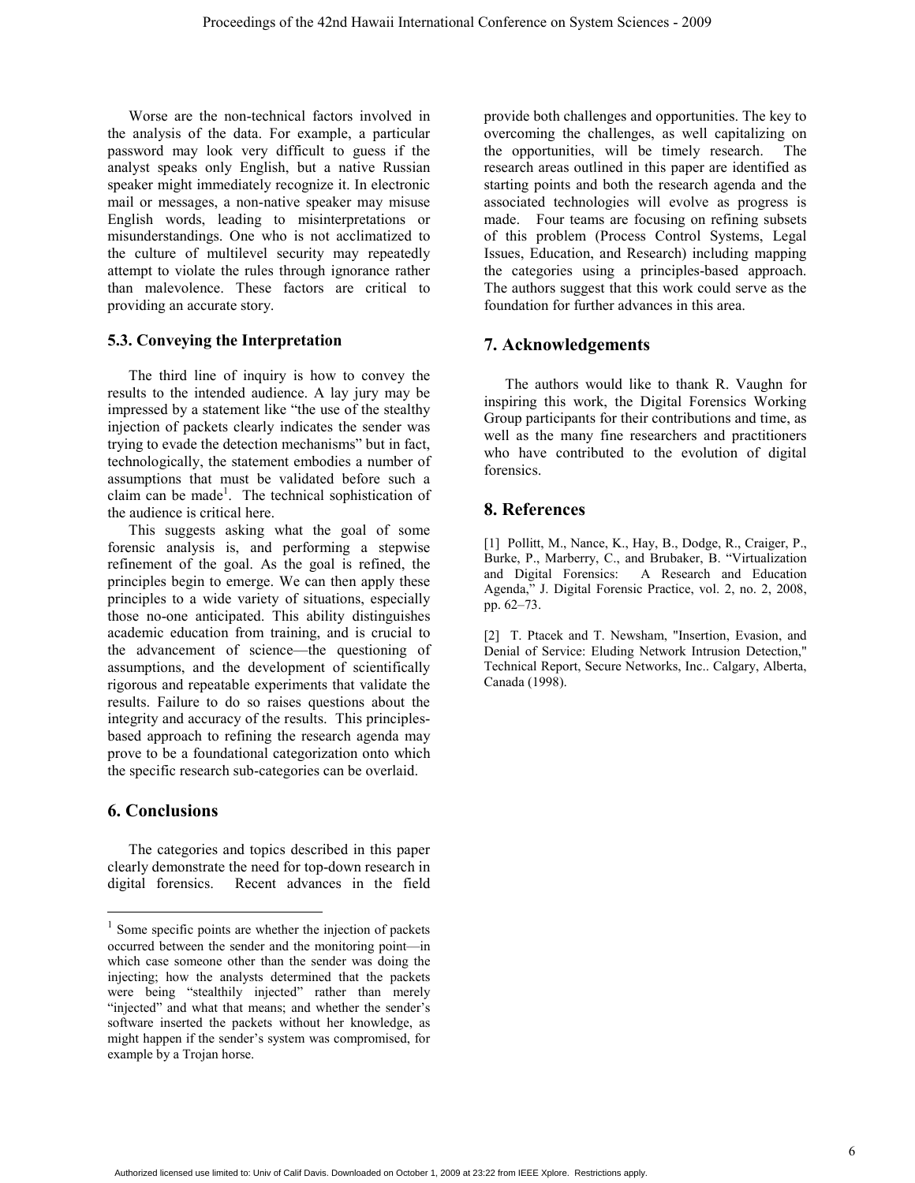Worse are the non-technical factors involved in the analysis of the data. For example, a particular password may look very difficult to guess if the analyst speaks only English, but a native Russian speaker might immediately recognize it. In electronic mail or messages, a non-native speaker may misuse English words, leading to misinterpretations or misunderstandings. One who is not acclimatized to the culture of multilevel security may repeatedly attempt to violate the rules through ignorance rather than malevolence. These factors are critical to providing an accurate story.

### 5.3. Conveying the Interpretation

The third line of inquiry is how to convey the results to the intended audience. A lay jury may be impressed by a statement like "the use of the stealthy injection of packets clearly indicates the sender was trying to evade the detection mechanisms" but in fact, technologically, the statement embodies a number of assumptions that must be validated before such a claim can be made[1]. The technical sophistication of the audience is critical here.

This suggests asking what the goal of some forensic analysis is, and performing a stepwise refinement of the goal. As the goal is refined, the principles begin to emerge. We can then apply these principles to a wide variety of situations, especially those no-one anticipated. This ability distinguishes academic education from training, and is crucial to the advancement of science—the questioning of assumptions, and the development of scientifically rigorous and repeatable experiments that validate the results. Failure to do so raises questions about the integrity and accuracy of the results. This principles-based approach to refining the research agenda may prove to be a foundational categorization onto which the specific research sub-categories can be overlaid.

## 6. Conclusions

The categories and topics described in this paper clearly demonstrate the need for top-down research in digital forensics. Recent advances in the field provide both challenges and opportunities. The key to overcoming the challenges, as well capitalizing on the opportunities, will be timely research. The research areas outlined in this paper are identified as starting points and both the research agenda and the associated technologies will evolve as progress is made. Four teams are focusing on refining subsets of this problem (Process Control Systems, Legal Issues, Education, and Research) including mapping the categories using a principles-based approach. The authors suggest that this work could serve as the foundation for further advances in this area.

## 7. Acknowledgements

The authors would like to thank R. Vaughn for inspiring this work, the Digital Forensics Working Group participants for their contributions and time, as well as the many fine researchers and practitioners who have contributed to the evolution of digital forensics.

## 8. References

[1] Pollitt, M., Nance, K., Hay, B., Dodge, R., Craiger, P., Burke, P., Marberry, C., and Brubaker, B. "Virtualization and Digital Forensics: A Research and Education Agenda," J. Digital Forensic Practice, vol. 2, no. 2, 2008, pp. 62–73.

[2] T. Ptacek and T. Newsham, "Insertion, Evasion, and Denial of Service: Eluding Network Intrusion Detection," Technical Report, Secure Networks, Inc.. Calgary, Alberta, Canada (1998).

---

[1] Some specific points are whether the injection of packets occurred between the sender and the monitoring point—in which case someone other than the sender was doing the injecting; how the analysts determined that the packets were being "stealthily injected" rather than merely "injected" and what that means; and whether the sender's software inserted the packets without her knowledge, as might happen if the sender's system was compromised, for example by a Trojan horse.